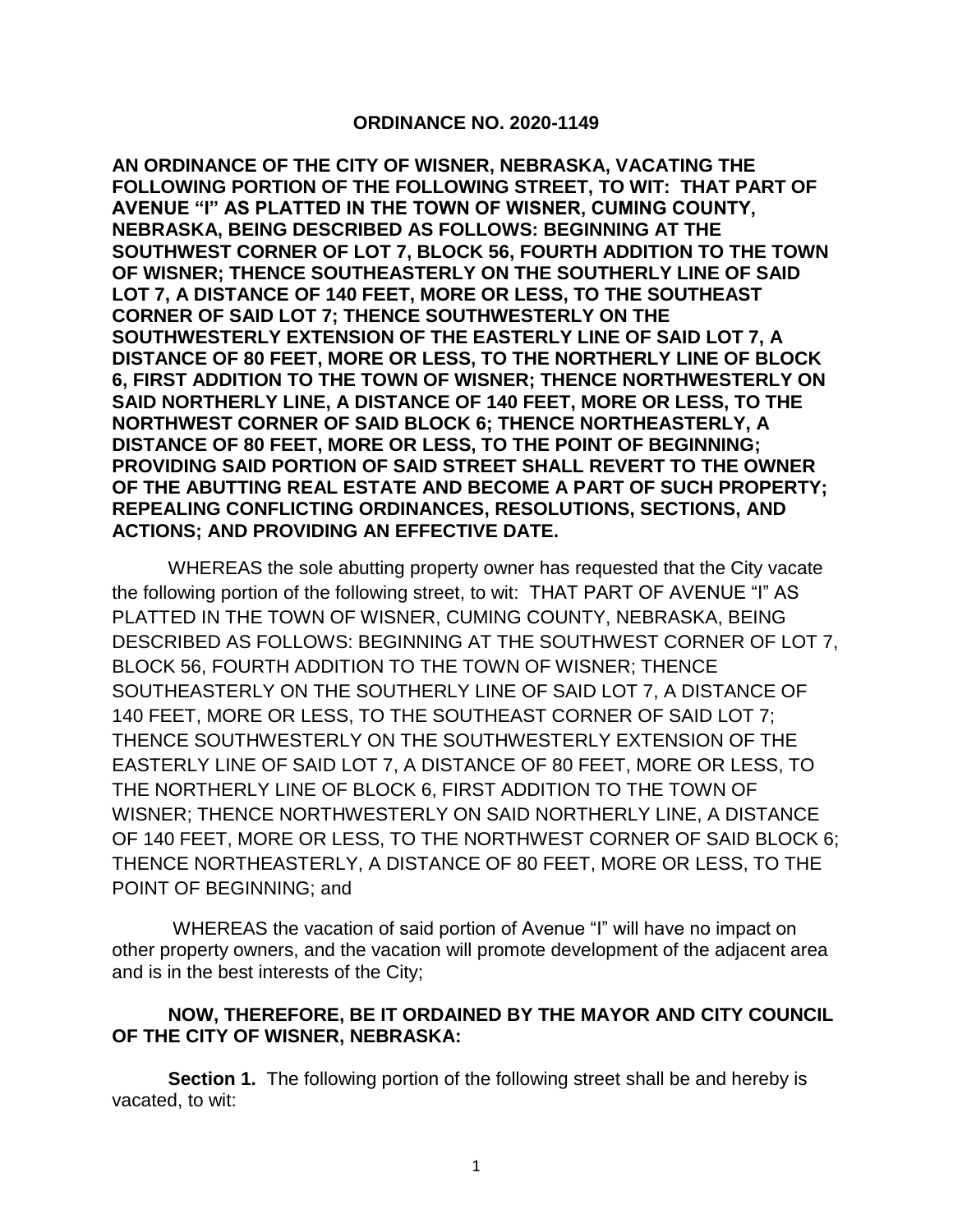**ORDINANCE NO. 2020-1149**

**AN ORDINANCE OF THE CITY OF WISNER, NEBRASKA, VACATING THE FOLLOWING PORTION OF THE FOLLOWING STREET, TO WIT: THAT PART OF AVENUE "I" AS PLATTED IN THE TOWN OF WISNER, CUMING COUNTY, NEBRASKA, BEING DESCRIBED AS FOLLOWS: BEGINNING AT THE SOUTHWEST CORNER OF LOT 7, BLOCK 56, FOURTH ADDITION TO THE TOWN OF WISNER; THENCE SOUTHEASTERLY ON THE SOUTHERLY LINE OF SAID LOT 7, A DISTANCE OF 140 FEET, MORE OR LESS, TO THE SOUTHEAST CORNER OF SAID LOT 7; THENCE SOUTHWESTERLY ON THE SOUTHWESTERLY EXTENSION OF THE EASTERLY LINE OF SAID LOT 7, A DISTANCE OF 80 FEET, MORE OR LESS, TO THE NORTHERLY LINE OF BLOCK 6, FIRST ADDITION TO THE TOWN OF WISNER; THENCE NORTHWESTERLY ON SAID NORTHERLY LINE, A DISTANCE OF 140 FEET, MORE OR LESS, TO THE NORTHWEST CORNER OF SAID BLOCK 6; THENCE NORTHEASTERLY, A DISTANCE OF 80 FEET, MORE OR LESS, TO THE POINT OF BEGINNING; PROVIDING SAID PORTION OF SAID STREET SHALL REVERT TO THE OWNER OF THE ABUTTING REAL ESTATE AND BECOME A PART OF SUCH PROPERTY; REPEALING CONFLICTING ORDINANCES, RESOLUTIONS, SECTIONS, AND ACTIONS; AND PROVIDING AN EFFECTIVE DATE.**

WHEREAS the sole abutting property owner has requested that the City vacate the following portion of the following street, to wit: THAT PART OF AVENUE "I" AS PLATTED IN THE TOWN OF WISNER, CUMING COUNTY, NEBRASKA, BEING DESCRIBED AS FOLLOWS: BEGINNING AT THE SOUTHWEST CORNER OF LOT 7, BLOCK 56, FOURTH ADDITION TO THE TOWN OF WISNER; THENCE SOUTHEASTERLY ON THE SOUTHERLY LINE OF SAID LOT 7, A DISTANCE OF 140 FEET, MORE OR LESS, TO THE SOUTHEAST CORNER OF SAID LOT 7; THENCE SOUTHWESTERLY ON THE SOUTHWESTERLY EXTENSION OF THE EASTERLY LINE OF SAID LOT 7, A DISTANCE OF 80 FEET, MORE OR LESS, TO THE NORTHERLY LINE OF BLOCK 6, FIRST ADDITION TO THE TOWN OF WISNER; THENCE NORTHWESTERLY ON SAID NORTHERLY LINE, A DISTANCE OF 140 FEET, MORE OR LESS, TO THE NORTHWEST CORNER OF SAID BLOCK 6; THENCE NORTHEASTERLY, A DISTANCE OF 80 FEET, MORE OR LESS, TO THE POINT OF BEGINNING; and

WHEREAS the vacation of said portion of Avenue "I" will have no impact on other property owners, and the vacation will promote development of the adjacent area and is in the best interests of the City;

**NOW, THEREFORE, BE IT ORDAINED BY THE MAYOR AND CITY COUNCIL OF THE CITY OF WISNER, NEBRASKA:**

**Section 1.** The following portion of the following street shall be and hereby is vacated, to wit: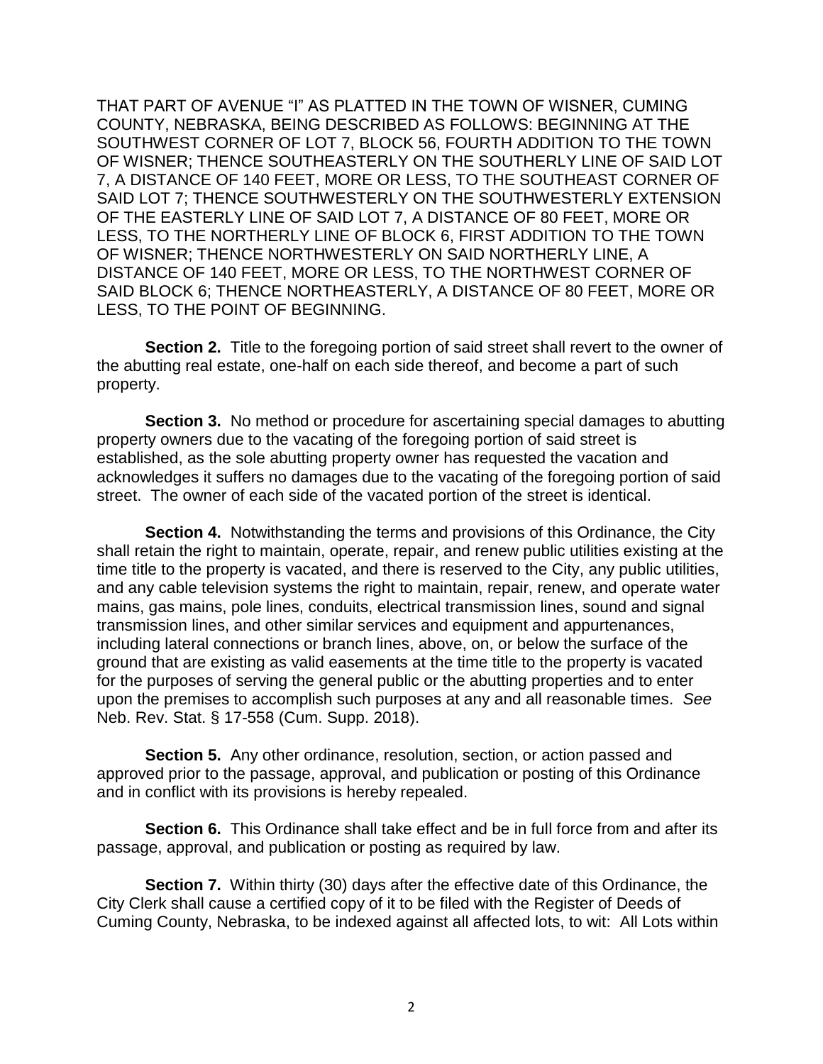THAT PART OF AVENUE "I" AS PLATTED IN THE TOWN OF WISNER, CUMING COUNTY, NEBRASKA, BEING DESCRIBED AS FOLLOWS: BEGINNING AT THE SOUTHWEST CORNER OF LOT 7, BLOCK 56, FOURTH ADDITION TO THE TOWN OF WISNER; THENCE SOUTHEASTERLY ON THE SOUTHERLY LINE OF SAID LOT 7, A DISTANCE OF 140 FEET, MORE OR LESS, TO THE SOUTHEAST CORNER OF SAID LOT 7; THENCE SOUTHWESTERLY ON THE SOUTHWESTERLY EXTENSION OF THE EASTERLY LINE OF SAID LOT 7, A DISTANCE OF 80 FEET, MORE OR LESS, TO THE NORTHERLY LINE OF BLOCK 6, FIRST ADDITION TO THE TOWN OF WISNER; THENCE NORTHWESTERLY ON SAID NORTHERLY LINE, A DISTANCE OF 140 FEET, MORE OR LESS, TO THE NORTHWEST CORNER OF SAID BLOCK 6; THENCE NORTHEASTERLY, A DISTANCE OF 80 FEET, MORE OR LESS, TO THE POINT OF BEGINNING.

**Section 2.** Title to the foregoing portion of said street shall revert to the owner of the abutting real estate, one-half on each side thereof, and become a part of such property.

**Section 3.** No method or procedure for ascertaining special damages to abutting property owners due to the vacating of the foregoing portion of said street is established, as the sole abutting property owner has requested the vacation and acknowledges it suffers no damages due to the vacating of the foregoing portion of said street. The owner of each side of the vacated portion of the street is identical.

**Section 4.** Notwithstanding the terms and provisions of this Ordinance, the City shall retain the right to maintain, operate, repair, and renew public utilities existing at the time title to the property is vacated, and there is reserved to the City, any public utilities, and any cable television systems the right to maintain, repair, renew, and operate water mains, gas mains, pole lines, conduits, electrical transmission lines, sound and signal transmission lines, and other similar services and equipment and appurtenances, including lateral connections or branch lines, above, on, or below the surface of the ground that are existing as valid easements at the time title to the property is vacated for the purposes of serving the general public or the abutting properties and to enter upon the premises to accomplish such purposes at any and all reasonable times. *See* Neb. Rev. Stat. § 17-558 (Cum. Supp. 2018).

**Section 5.** Any other ordinance, resolution, section, or action passed and approved prior to the passage, approval, and publication or posting of this Ordinance and in conflict with its provisions is hereby repealed.

**Section 6.** This Ordinance shall take effect and be in full force from and after its passage, approval, and publication or posting as required by law.

**Section 7.** Within thirty (30) days after the effective date of this Ordinance, the City Clerk shall cause a certified copy of it to be filed with the Register of Deeds of Cuming County, Nebraska, to be indexed against all affected lots, to wit: All Lots within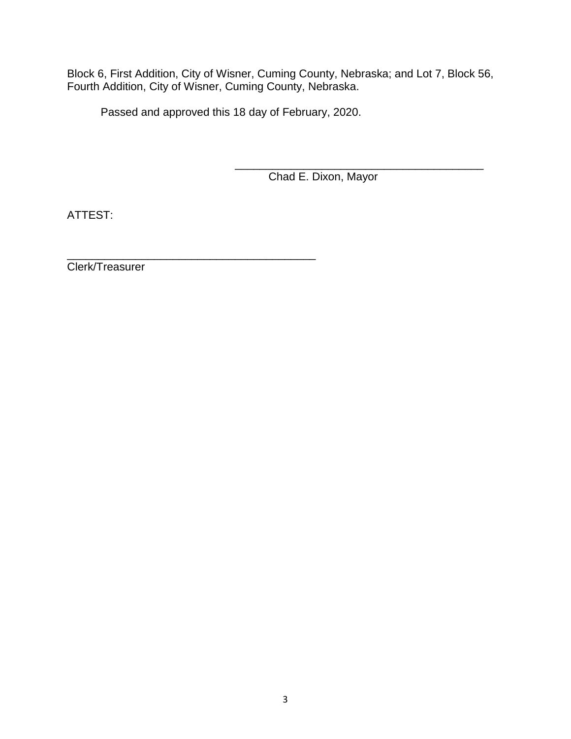Block 6, First Addition, City of Wisner, Cuming County, Nebraska; and Lot 7, Block 56, Fourth Addition, City of Wisner, Cuming County, Nebraska.

Passed and approved this 18 day of February, 2020.

\_\_\_\_\_\_\_\_\_\_\_\_\_\_\_\_\_\_\_\_\_\_\_\_\_\_\_\_\_\_\_\_\_\_\_\_\_\_\_\_\_\_

Chad E. Dixon, Mayor

ATTEST:

\_\_\_\_\_\_\_\_\_\_\_\_\_\_\_\_\_\_\_\_\_\_\_\_\_\_\_\_\_\_\_\_\_\_\_\_\_\_\_\_\_\_

Clerk/Treasurer